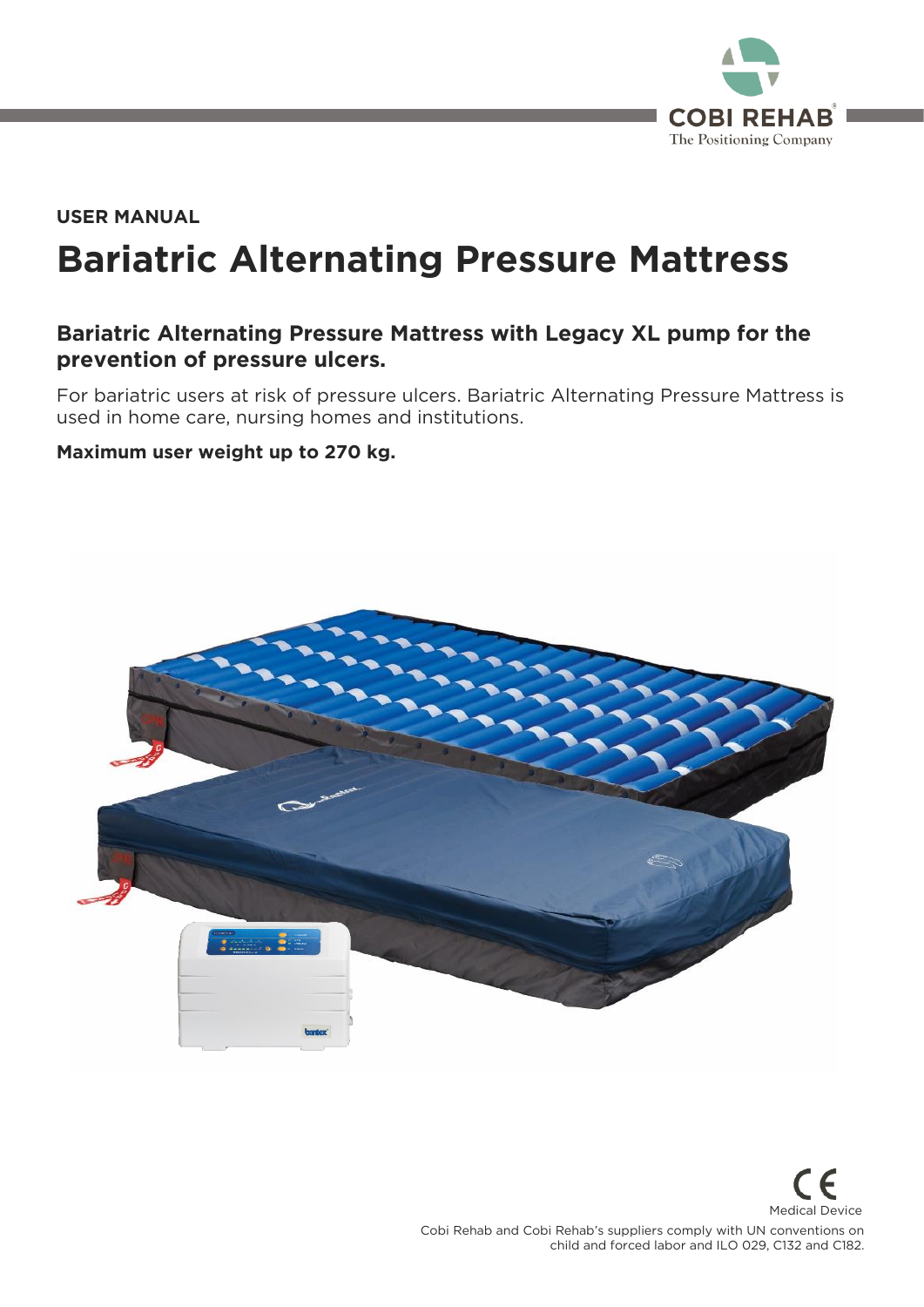COBI REHAB
The Positioning Company

**USER MANUAL**

# Bariatric Alternating Pressure Mattress

## Bariatric Alternating Pressure Mattress with Legacy XL pump for the prevention of pressure ulcers.

For bariatric users at risk of pressure ulcers. Bariatric Alternating Pressure Mattress is used in home care, nursing homes and institutions.

**Maximum user weight up to 270 kg.**

CE
Medical Device

Cobi Rehab and Cobi Rehab's suppliers comply with UN conventions on child and forced labor and ILO 029, C132 and C182.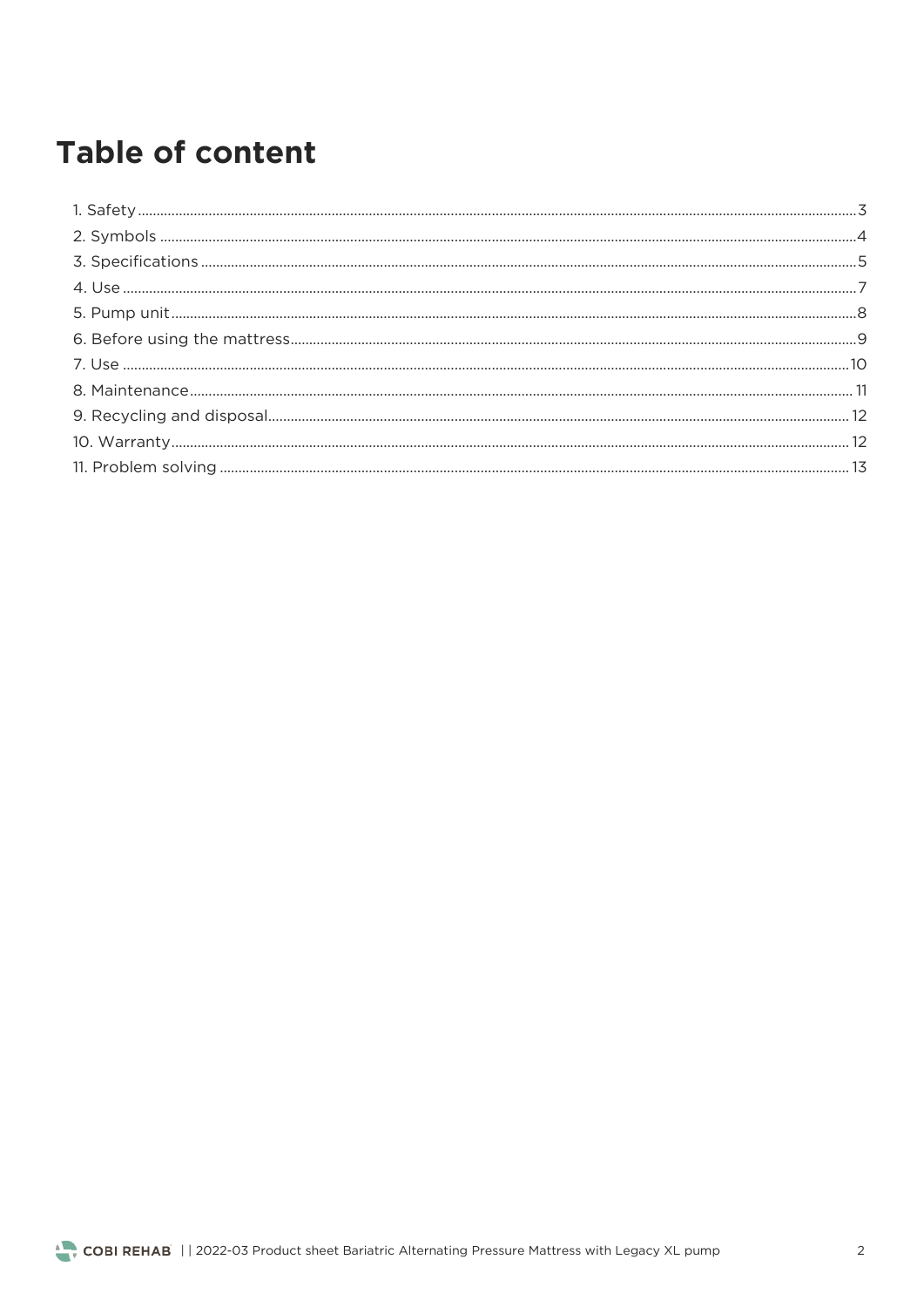# Table of content

1. Safety ..... 3
2. Symbols ..... 4
3. Specifications ..... 5
4. Use ..... 7
5. Pump unit ..... 8
6. Before using the mattress ..... 9
7. Use ..... 10
8. Maintenance ..... 11
9. Recycling and disposal ..... 12
10. Warranty ..... 12
11. Problem solving ..... 13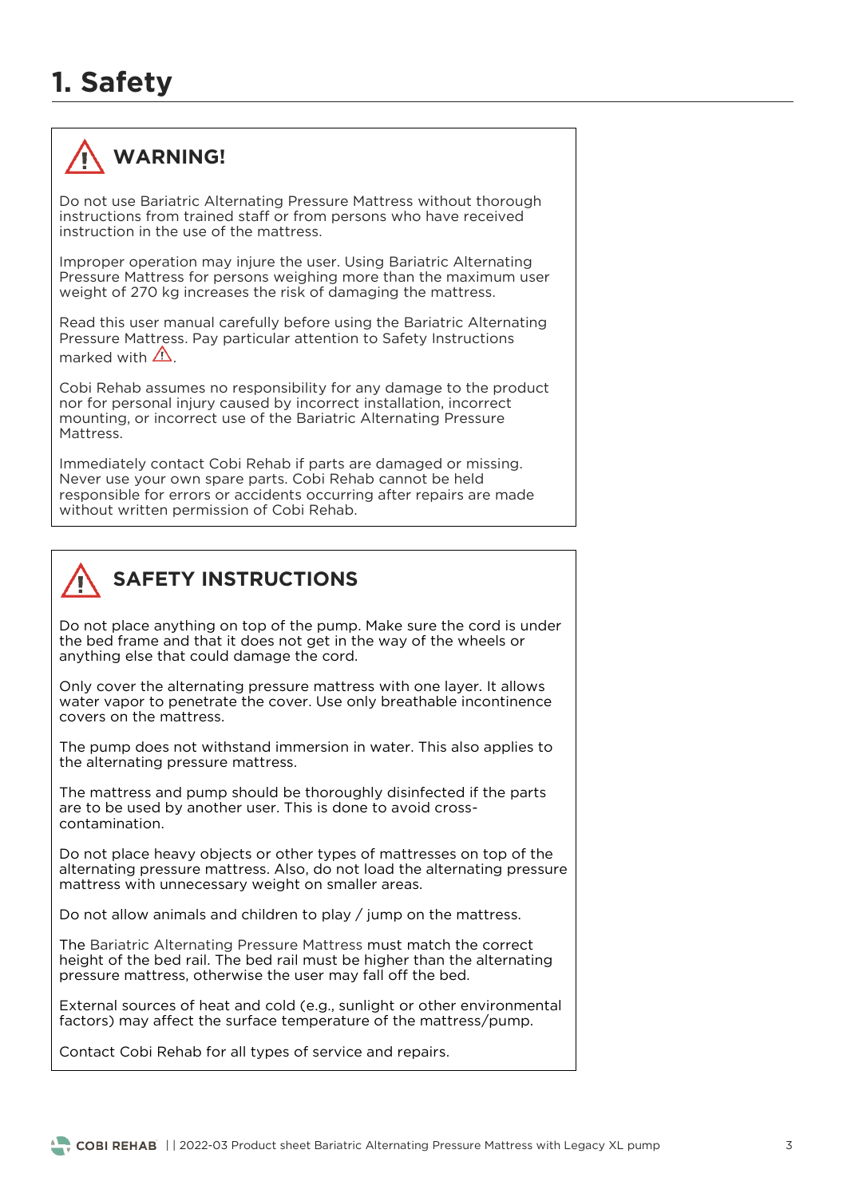# 1. Safety

## ⚠ WARNING!

Do not use Bariatric Alternating Pressure Mattress without thorough instructions from trained staff or from persons who have received instruction in the use of the mattress.

Improper operation may injure the user. Using Bariatric Alternating Pressure Mattress for persons weighing more than the maximum user weight of 270 kg increases the risk of damaging the mattress.

Read this user manual carefully before using the Bariatric Alternating Pressure Mattress. Pay particular attention to Safety Instructions marked with ⚠.

Cobi Rehab assumes no responsibility for any damage to the product nor for personal injury caused by incorrect installation, incorrect mounting, or incorrect use of the Bariatric Alternating Pressure Mattress.

Immediately contact Cobi Rehab if parts are damaged or missing. Never use your own spare parts. Cobi Rehab cannot be held responsible for errors or accidents occurring after repairs are made without written permission of Cobi Rehab.

## ⚠ SAFETY INSTRUCTIONS

Do not place anything on top of the pump. Make sure the cord is under the bed frame and that it does not get in the way of the wheels or anything else that could damage the cord.

Only cover the alternating pressure mattress with one layer. It allows water vapor to penetrate the cover. Use only breathable incontinence covers on the mattress.

The pump does not withstand immersion in water. This also applies to the alternating pressure mattress.

The mattress and pump should be thoroughly disinfected if the parts are to be used by another user. This is done to avoid cross-contamination.

Do not place heavy objects or other types of mattresses on top of the alternating pressure mattress. Also, do not load the alternating pressure mattress with unnecessary weight on smaller areas.

Do not allow animals and children to play / jump on the mattress.

The Bariatric Alternating Pressure Mattress must match the correct height of the bed rail. The bed rail must be higher than the alternating pressure mattress, otherwise the user may fall off the bed.

External sources of heat and cold (e.g., sunlight or other environmental factors) may affect the surface temperature of the mattress/pump.

Contact Cobi Rehab for all types of service and repairs.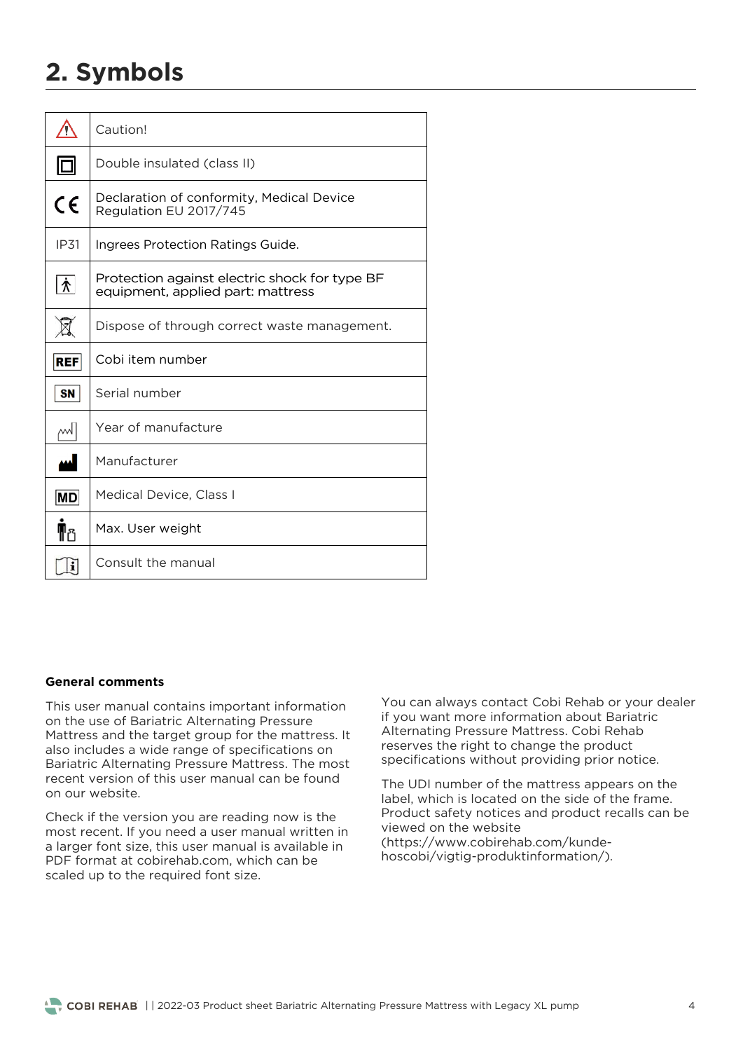# 2. Symbols

| Symbol | Description |
|---|---|
| ⚠ | Caution! |
| ▣ | Double insulated (class II) |
| CE | Declaration of conformity, Medical Device Regulation EU 2017/745 |
| IP31 | Ingrees Protection Ratings Guide. |
| 🯅 | Protection against electric shock for type BF equipment, applied part: mattress |
| 🗑 | Dispose of through correct waste management. |
| REF | Cobi item number |
| SN | Serial number |
| 〰 | Year of manufacture |
| 🏭 | Manufacturer |
| MD | Medical Device, Class I |
| 🚹 | Max. User weight |
| 📖 | Consult the manual |

**General comments**

This user manual contains important information on the use of Bariatric Alternating Pressure Mattress and the target group for the mattress. It also includes a wide range of specifications on Bariatric Alternating Pressure Mattress. The most recent version of this user manual can be found on our website.

Check if the version you are reading now is the most recent. If you need a user manual written in a larger font size, this user manual is available in PDF format at cobirehab.com, which can be scaled up to the required font size.

You can always contact Cobi Rehab or your dealer if you want more information about Bariatric Alternating Pressure Mattress. Cobi Rehab reserves the right to change the product specifications without providing prior notice.

The UDI number of the mattress appears on the label, which is located on the side of the frame. Product safety notices and product recalls can be viewed on the website (https://www.cobirehab.com/kunde-hoscobi/vigtig-produktinformation/).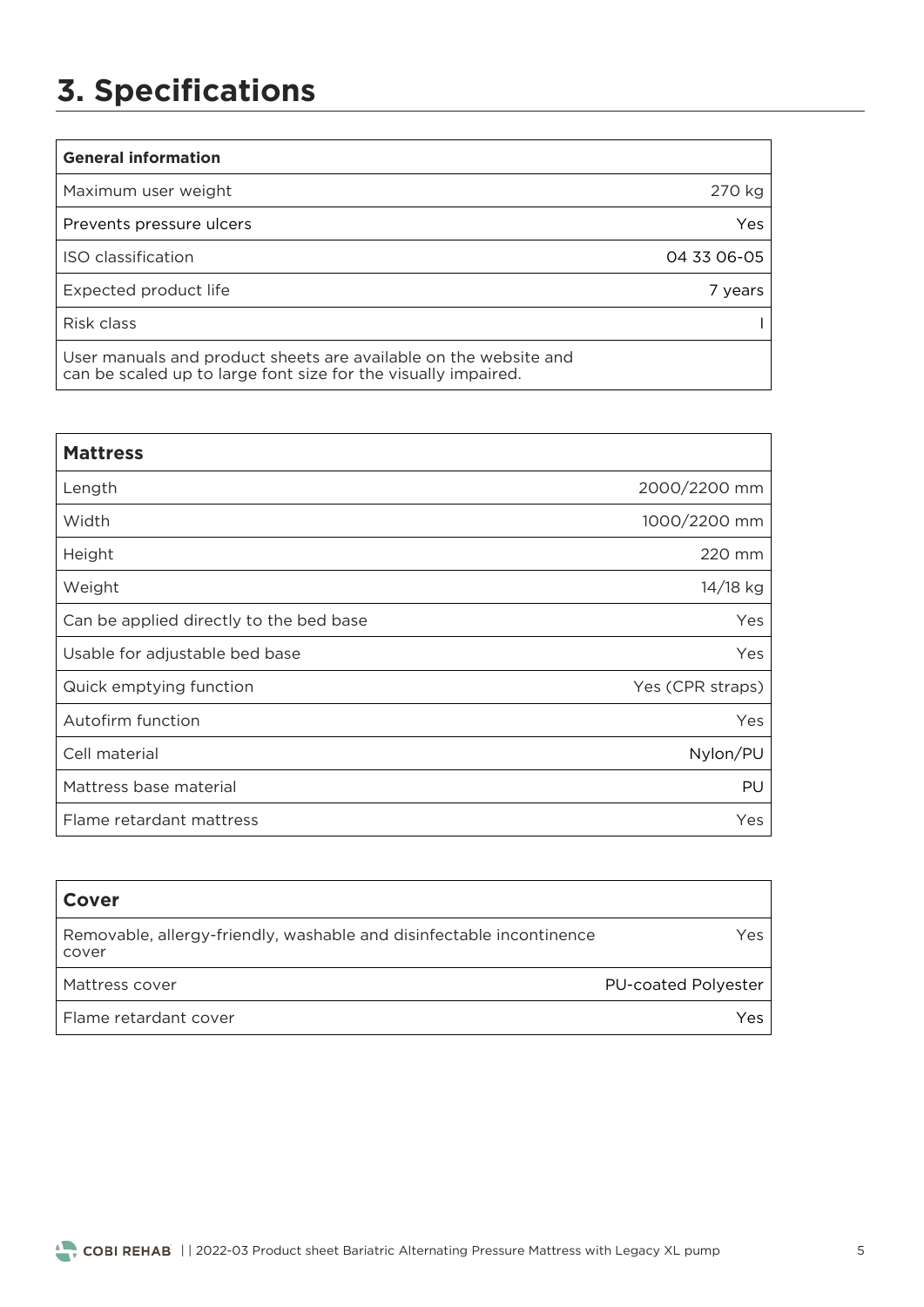# 3. Specifications

| General information | |
|---|---|
| Maximum user weight | 270 kg |
| Prevents pressure ulcers | Yes |
| ISO classification | 04 33 06-05 |
| Expected product life | 7 years |
| Risk class | I |
| User manuals and product sheets are available on the website and can be scaled up to large font size for the visually impaired. | |

| Mattress | |
|---|---|
| Length | 2000/2200 mm |
| Width | 1000/2200 mm |
| Height | 220 mm |
| Weight | 14/18 kg |
| Can be applied directly to the bed base | Yes |
| Usable for adjustable bed base | Yes |
| Quick emptying function | Yes (CPR straps) |
| Autofirm function | Yes |
| Cell material | Nylon/PU |
| Mattress base material | PU |
| Flame retardant mattress | Yes |

| Cover | |
|---|---|
| Removable, allergy-friendly, washable and disinfectable incontinence cover | Yes |
| Mattress cover | PU-coated Polyester |
| Flame retardant cover | Yes |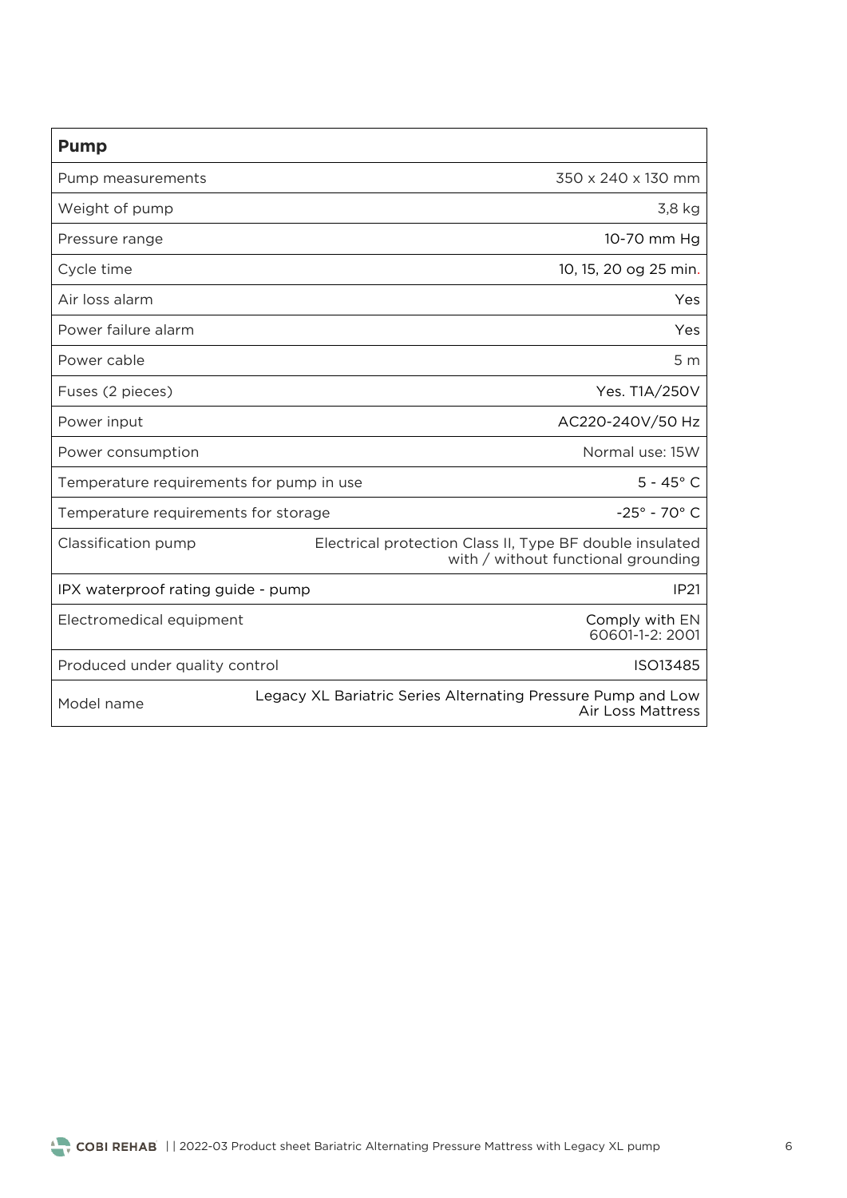| **Pump** | |
|---|---|
| Pump measurements | 350 x 240 x 130 mm |
| Weight of pump | 3,8 kg |
| Pressure range | 10-70 mm Hg |
| Cycle time | 10, 15, 20 og 25 min. |
| Air loss alarm | Yes |
| Power failure alarm | Yes |
| Power cable | 5 m |
| Fuses (2 pieces) | Yes. T1A/250V |
| Power input | AC220-240V/50 Hz |
| Power consumption | Normal use: 15W |
| Temperature requirements for pump in use | 5 - 45° C |
| Temperature requirements for storage | -25° - 70° C |
| Classification pump | Electrical protection Class II, Type BF double insulated with / without functional grounding |
| IPX waterproof rating guide - pump | IP21 |
| Electromedical equipment | Comply with EN 60601-1-2: 2001 |
| Produced under quality control | ISO13485 |
| Model name | Legacy XL Bariatric Series Alternating Pressure Pump and Low Air Loss Mattress |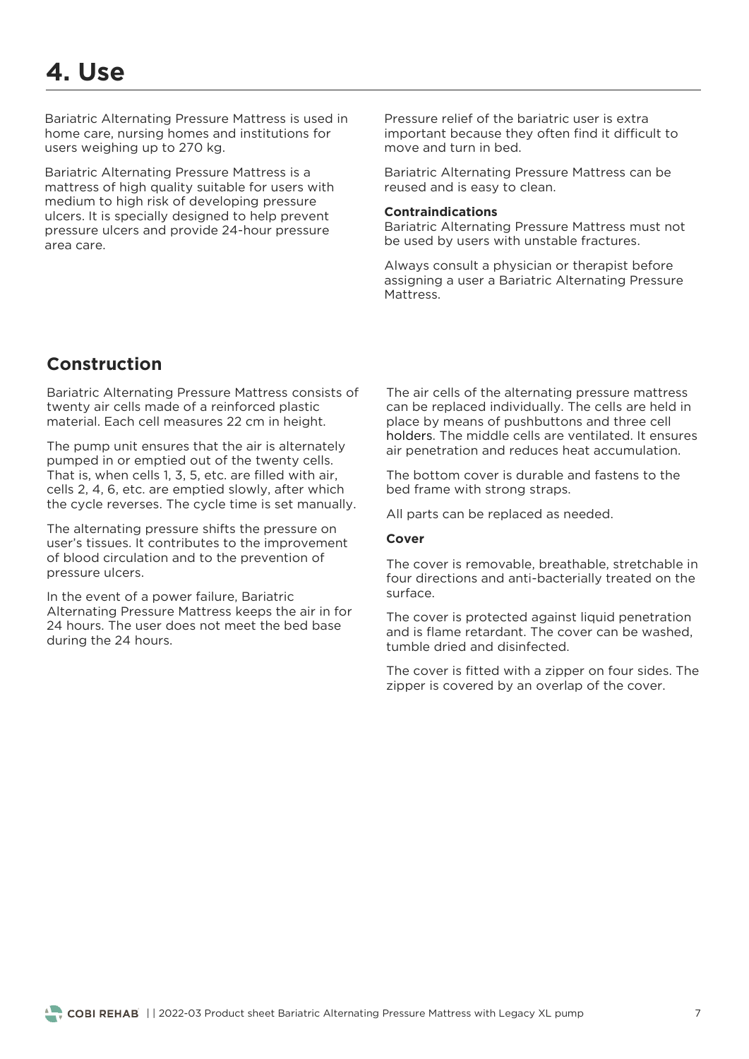# 4. Use

Bariatric Alternating Pressure Mattress is used in home care, nursing homes and institutions for users weighing up to 270 kg.

Bariatric Alternating Pressure Mattress is a mattress of high quality suitable for users with medium to high risk of developing pressure ulcers. It is specially designed to help prevent pressure ulcers and provide 24-hour pressure area care.

Pressure relief of the bariatric user is extra important because they often find it difficult to move and turn in bed.

Bariatric Alternating Pressure Mattress can be reused and is easy to clean.

**Contraindications**
Bariatric Alternating Pressure Mattress must not be used by users with unstable fractures.

Always consult a physician or therapist before assigning a user a Bariatric Alternating Pressure Mattress.

## Construction

Bariatric Alternating Pressure Mattress consists of twenty air cells made of a reinforced plastic material. Each cell measures 22 cm in height.

The pump unit ensures that the air is alternately pumped in or emptied out of the twenty cells. That is, when cells 1, 3, 5, etc. are filled with air, cells 2, 4, 6, etc. are emptied slowly, after which the cycle reverses. The cycle time is set manually.

The alternating pressure shifts the pressure on user's tissues. It contributes to the improvement of blood circulation and to the prevention of pressure ulcers.

In the event of a power failure, Bariatric Alternating Pressure Mattress keeps the air in for 24 hours. The user does not meet the bed base during the 24 hours.

The air cells of the alternating pressure mattress can be replaced individually. The cells are held in place by means of pushbuttons and three cell holders. The middle cells are ventilated. It ensures air penetration and reduces heat accumulation.

The bottom cover is durable and fastens to the bed frame with strong straps.

All parts can be replaced as needed.

**Cover**

The cover is removable, breathable, stretchable in four directions and anti-bacterially treated on the surface.

The cover is protected against liquid penetration and is flame retardant. The cover can be washed, tumble dried and disinfected.

The cover is fitted with a zipper on four sides. The zipper is covered by an overlap of the cover.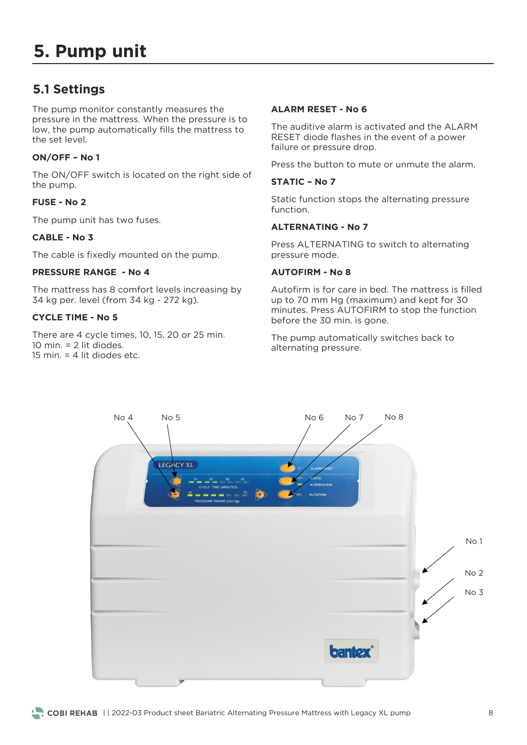# 5. Pump unit

## 5.1 Settings

The pump monitor constantly measures the pressure in the mattress. When the pressure is to low, the pump automatically fills the mattress to the set level.

**ON/OFF – No 1**

The ON/OFF switch is located on the right side of the pump.

**FUSE - No 2**

The pump unit has two fuses.

**CABLE - No 3**

The cable is fixedly mounted on the pump.

**PRESSURE RANGE - No 4**

The mattress has 8 comfort levels increasing by 34 kg per. level (from 34 kg - 272 kg).

**CYCLE TIME - No 5**

There are 4 cycle times, 10, 15, 20 or 25 min.
10 min. = 2 lit diodes.
15 min. = 4 lit diodes etc.

**ALARM RESET - No 6**

The auditive alarm is activated and the ALARM RESET diode flashes in the event of a power failure or pressure drop.

Press the button to mute or unmute the alarm.

**STATIC – No 7**

Static function stops the alternating pressure function.

**ALTERNATING - No 7**

Press ALTERNATING to switch to alternating pressure mode.

**AUTOFIRM - No 8**

Autofirm is for care in bed. The mattress is filled up to 70 mm Hg (maximum) and kept for 30 minutes. Press AUTOFIRM to stop the function before the 30 min. is gone.

The pump automatically switches back to alternating pressure.

No 4 No 5 No 6 No 7 No 8

No 1

No 2

No 3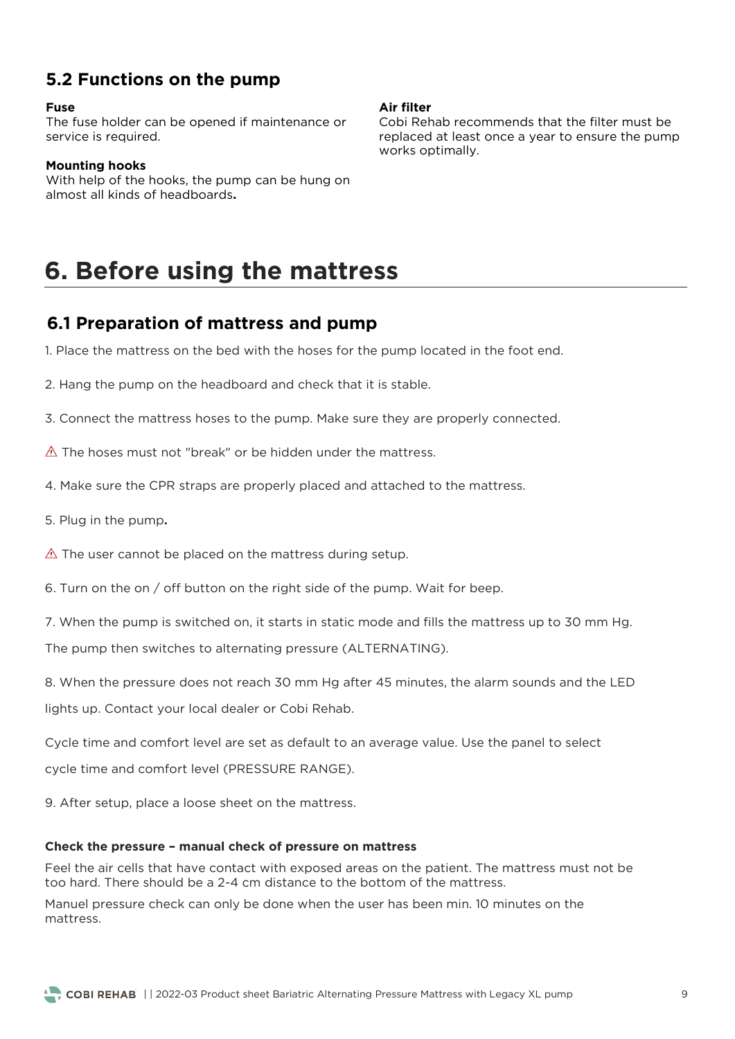## 5.2 Functions on the pump

**Fuse**
The fuse holder can be opened if maintenance or service is required.

**Mounting hooks**
With help of the hooks, the pump can be hung on almost all kinds of headboards**.**

**Air filter**
Cobi Rehab recommends that the filter must be replaced at least once a year to ensure the pump works optimally.

# 6. Before using the mattress

## 6.1 Preparation of mattress and pump

1. Place the mattress on the bed with the hoses for the pump located in the foot end.

2. Hang the pump on the headboard and check that it is stable.

3. Connect the mattress hoses to the pump. Make sure they are properly connected.

⚠ The hoses must not "break" or be hidden under the mattress.

4. Make sure the CPR straps are properly placed and attached to the mattress.

5. Plug in the pump**.**

⚠ The user cannot be placed on the mattress during setup.

6. Turn on the on / off button on the right side of the pump. Wait for beep.

7. When the pump is switched on, it starts in static mode and fills the mattress up to 30 mm Hg.

The pump then switches to alternating pressure (ALTERNATING).

8. When the pressure does not reach 30 mm Hg after 45 minutes, the alarm sounds and the LED lights up. Contact your local dealer or Cobi Rehab.

Cycle time and comfort level are set as default to an average value. Use the panel to select cycle time and comfort level (PRESSURE RANGE).

9. After setup, place a loose sheet on the mattress.

**Check the pressure – manual check of pressure on mattress**

Feel the air cells that have contact with exposed areas on the patient. The mattress must not be too hard. There should be a 2-4 cm distance to the bottom of the mattress.

Manuel pressure check can only be done when the user has been min. 10 minutes on the mattress.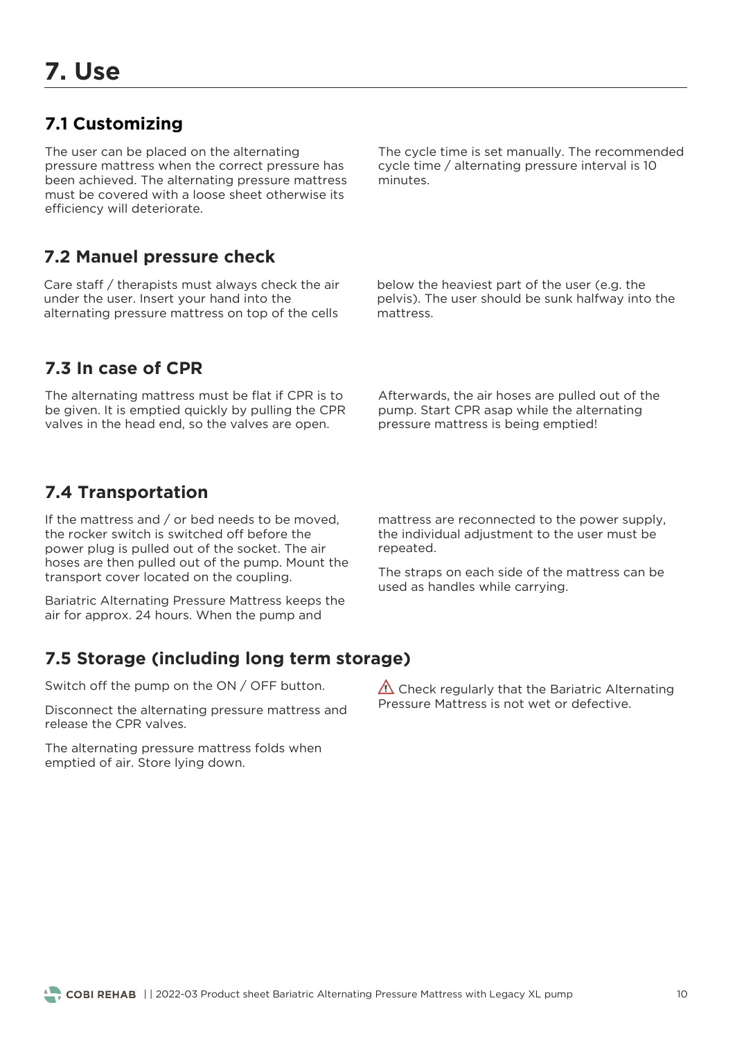# 7. Use

## 7.1 Customizing

The user can be placed on the alternating pressure mattress when the correct pressure has been achieved. The alternating pressure mattress must be covered with a loose sheet otherwise its efficiency will deteriorate.

The cycle time is set manually. The recommended cycle time / alternating pressure interval is 10 minutes.

## 7.2 Manuel pressure check

Care staff / therapists must always check the air under the user. Insert your hand into the alternating pressure mattress on top of the cells below the heaviest part of the user (e.g. the pelvis). The user should be sunk halfway into the mattress.

## 7.3 In case of CPR

The alternating mattress must be flat if CPR is to be given. It is emptied quickly by pulling the CPR valves in the head end, so the valves are open.

Afterwards, the air hoses are pulled out of the pump. Start CPR asap while the alternating pressure mattress is being emptied!

## 7.4 Transportation

If the mattress and / or bed needs to be moved, the rocker switch is switched off before the power plug is pulled out of the socket. The air hoses are then pulled out of the pump. Mount the transport cover located on the coupling.

Bariatric Alternating Pressure Mattress keeps the air for approx. 24 hours. When the pump and mattress are reconnected to the power supply, the individual adjustment to the user must be repeated.

The straps on each side of the mattress can be used as handles while carrying.

## 7.5 Storage (including long term storage)

Switch off the pump on the ON / OFF button.

Disconnect the alternating pressure mattress and release the CPR valves.

The alternating pressure mattress folds when emptied of air. Store lying down.

⚠ Check regularly that the Bariatric Alternating Pressure Mattress is not wet or defective.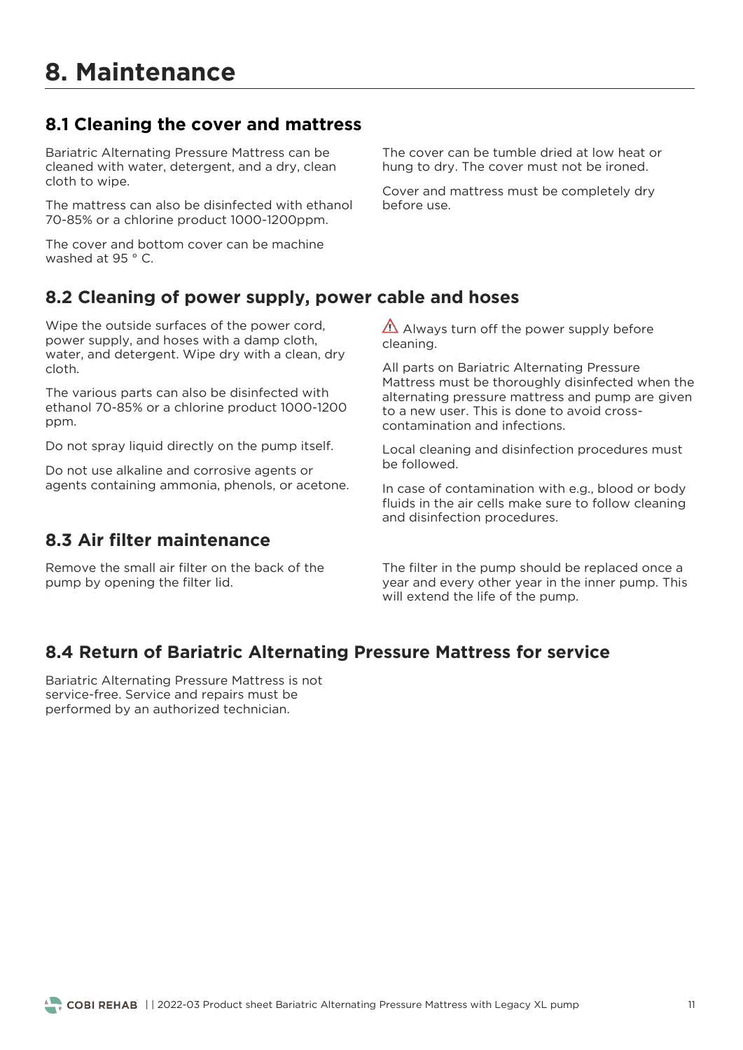# 8. Maintenance

## 8.1 Cleaning the cover and mattress

Bariatric Alternating Pressure Mattress can be cleaned with water, detergent, and a dry, clean cloth to wipe.

The mattress can also be disinfected with ethanol 70-85% or a chlorine product 1000-1200ppm.

The cover and bottom cover can be machine washed at 95 ° C.

The cover can be tumble dried at low heat or hung to dry. The cover must not be ironed.

Cover and mattress must be completely dry before use.

## 8.2 Cleaning of power supply, power cable and hoses

Wipe the outside surfaces of the power cord, power supply, and hoses with a damp cloth, water, and detergent. Wipe dry with a clean, dry cloth.

The various parts can also be disinfected with ethanol 70-85% or a chlorine product 1000-1200 ppm.

Do not spray liquid directly on the pump itself.

Do not use alkaline and corrosive agents or agents containing ammonia, phenols, or acetone.

⚠ Always turn off the power supply before cleaning.

All parts on Bariatric Alternating Pressure Mattress must be thoroughly disinfected when the alternating pressure mattress and pump are given to a new user. This is done to avoid cross-contamination and infections.

Local cleaning and disinfection procedures must be followed.

In case of contamination with e.g., blood or body fluids in the air cells make sure to follow cleaning and disinfection procedures.

## 8.3 Air filter maintenance

Remove the small air filter on the back of the pump by opening the filter lid.

The filter in the pump should be replaced once a year and every other year in the inner pump. This will extend the life of the pump.

## 8.4 Return of Bariatric Alternating Pressure Mattress for service

Bariatric Alternating Pressure Mattress is not service-free. Service and repairs must be performed by an authorized technician.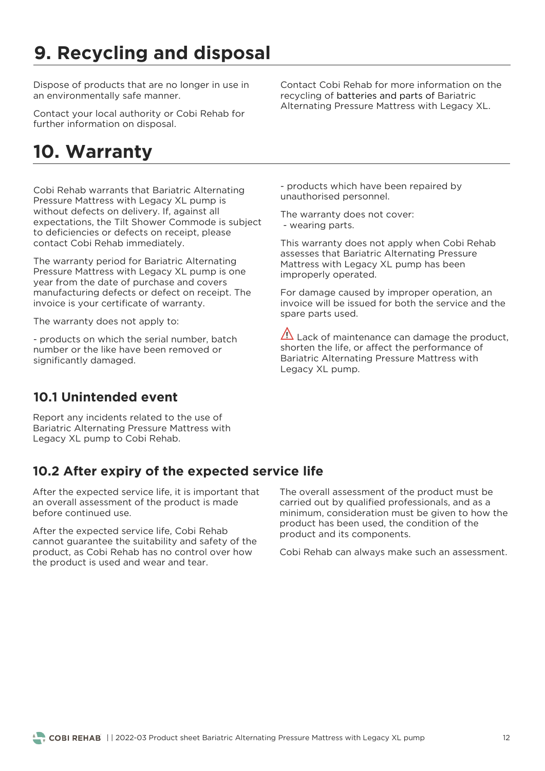# 9. Recycling and disposal

Dispose of products that are no longer in use in an environmentally safe manner.

Contact your local authority or Cobi Rehab for further information on disposal.

Contact Cobi Rehab for more information on the recycling of batteries and parts of Bariatric Alternating Pressure Mattress with Legacy XL.

# 10. Warranty

Cobi Rehab warrants that Bariatric Alternating Pressure Mattress with Legacy XL pump is without defects on delivery. If, against all expectations, the Tilt Shower Commode is subject to deficiencies or defects on receipt, please contact Cobi Rehab immediately.

The warranty period for Bariatric Alternating Pressure Mattress with Legacy XL pump is one year from the date of purchase and covers manufacturing defects or defect on receipt. The invoice is your certificate of warranty.

The warranty does not apply to:

- products on which the serial number, batch number or the like have been removed or significantly damaged.
- products which have been repaired by unauthorised personnel.

The warranty does not cover:

- wearing parts.

This warranty does not apply when Cobi Rehab assesses that Bariatric Alternating Pressure Mattress with Legacy XL pump has been improperly operated.

For damage caused by improper operation, an invoice will be issued for both the service and the spare parts used.

⚠ Lack of maintenance can damage the product, shorten the life, or affect the performance of Bariatric Alternating Pressure Mattress with Legacy XL pump.

## 10.1 Unintended event

Report any incidents related to the use of Bariatric Alternating Pressure Mattress with Legacy XL pump to Cobi Rehab.

## 10.2 After expiry of the expected service life

After the expected service life, it is important that an overall assessment of the product is made before continued use.

After the expected service life, Cobi Rehab cannot guarantee the suitability and safety of the product, as Cobi Rehab has no control over how the product is used and wear and tear.

The overall assessment of the product must be carried out by qualified professionals, and as a minimum, consideration must be given to how the product has been used, the condition of the product and its components.

Cobi Rehab can always make such an assessment.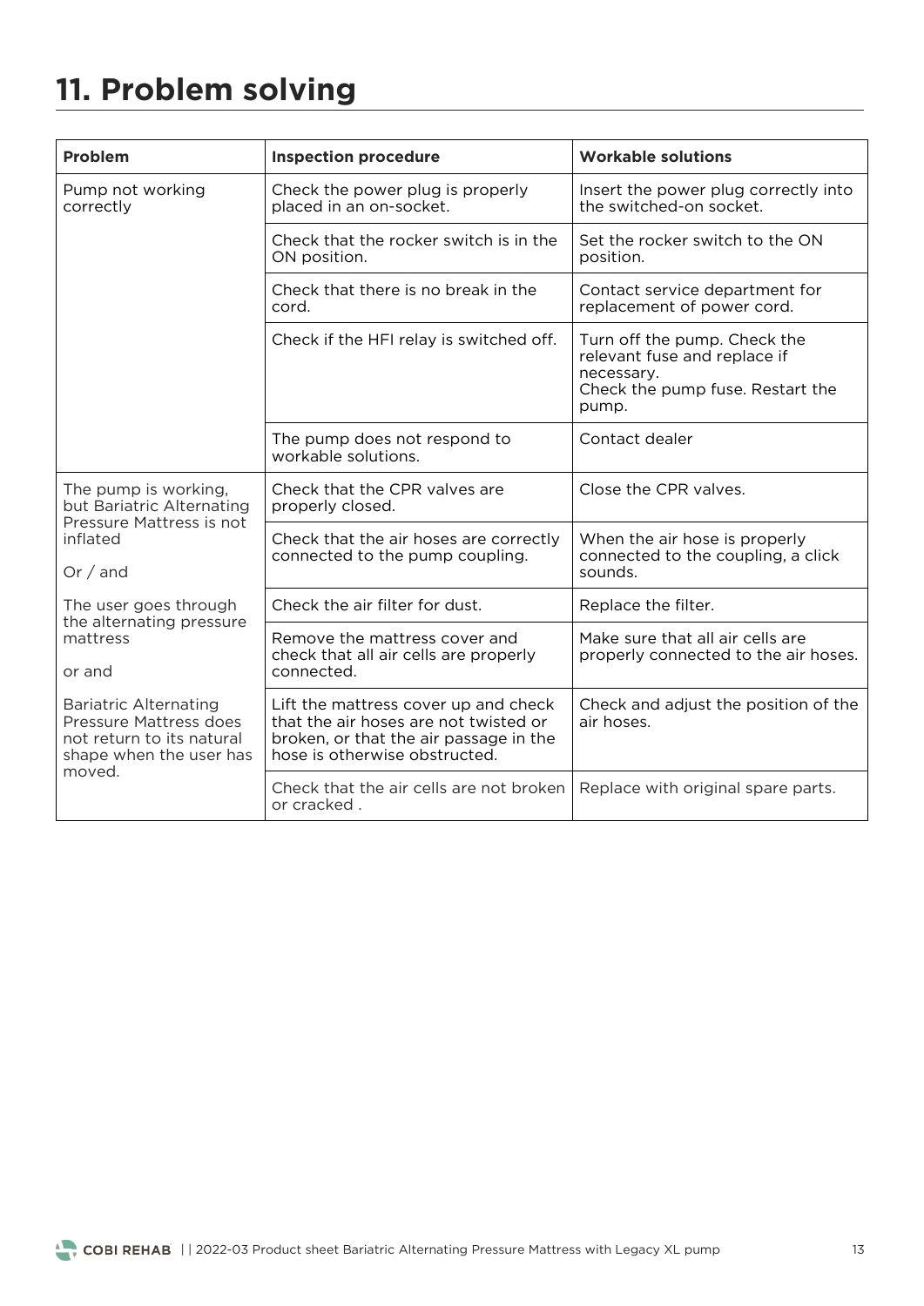# 11. Problem solving

| Problem | Inspection procedure | Workable solutions |
|---|---|---|
| Pump not working correctly | Check the power plug is properly placed in an on-socket. | Insert the power plug correctly into the switched-on socket. |
| | Check that the rocker switch is in the ON position. | Set the rocker switch to the ON position. |
| | Check that there is no break in the cord. | Contact service department for replacement of power cord. |
| | Check if the HFI relay is switched off. | Turn off the pump. Check the relevant fuse and replace if necessary. Check the pump fuse. Restart the pump. |
| | The pump does not respond to workable solutions. | Contact dealer |
| The pump is working, but Bariatric Alternating Pressure Mattress is not inflated<br><br>Or / and<br><br>The user goes through the alternating pressure mattress<br><br>or and<br><br>Bariatric Alternating Pressure Mattress does not return to its natural shape when the user has moved. | Check that the CPR valves are properly closed. | Close the CPR valves. |
| | Check that the air hoses are correctly connected to the pump coupling. | When the air hose is properly connected to the coupling, a click sounds. |
| | Check the air filter for dust. | Replace the filter. |
| | Remove the mattress cover and check that all air cells are properly connected. | Make sure that all air cells are properly connected to the air hoses. |
| | Lift the mattress cover up and check that the air hoses are not twisted or broken, or that the air passage in the hose is otherwise obstructed. | Check and adjust the position of the air hoses. |
| | Check that the air cells are not broken or cracked . | Replace with original spare parts. |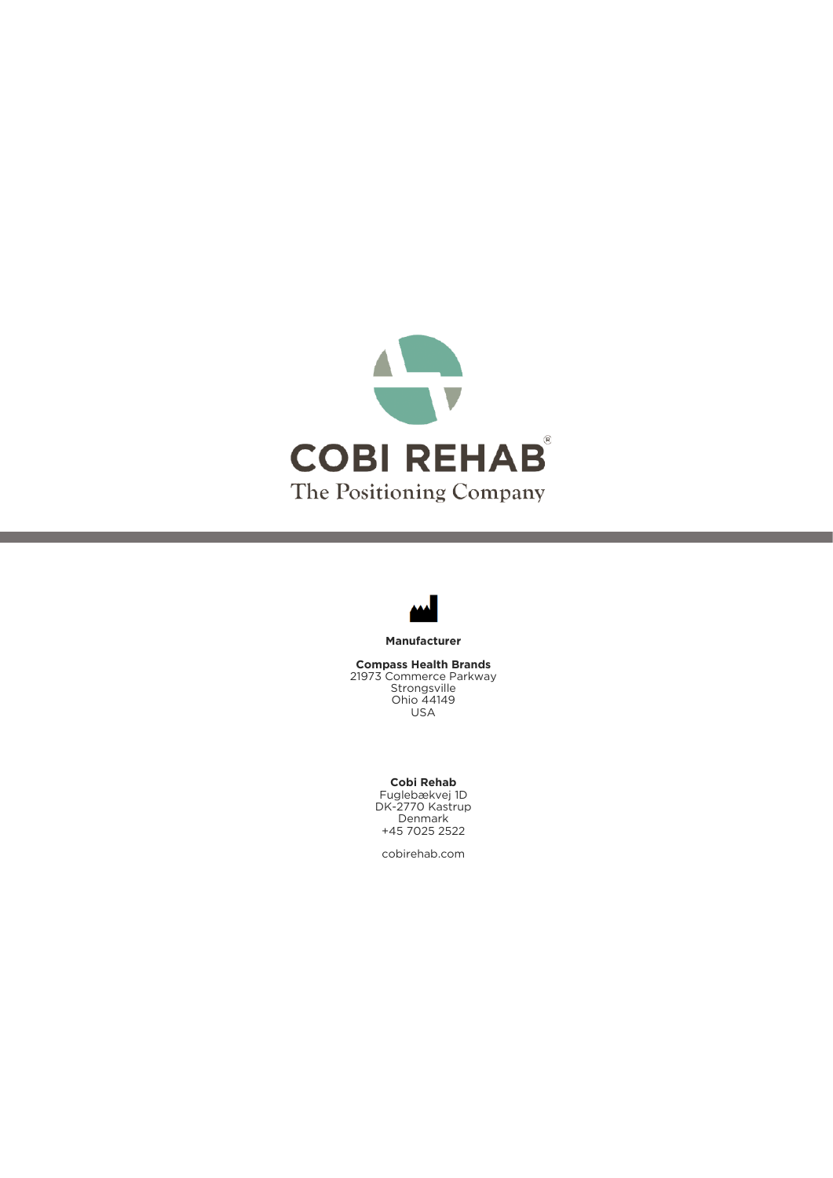COBI REHAB®

The Positioning Company

**Manufacturer**

**Compass Health Brands**
21973 Commerce Parkway
Strongsville
Ohio 44149
USA

**Cobi Rehab**
Fuglebækvej 1D
DK-2770 Kastrup
Denmark
+45 7025 2522

cobirehab.com